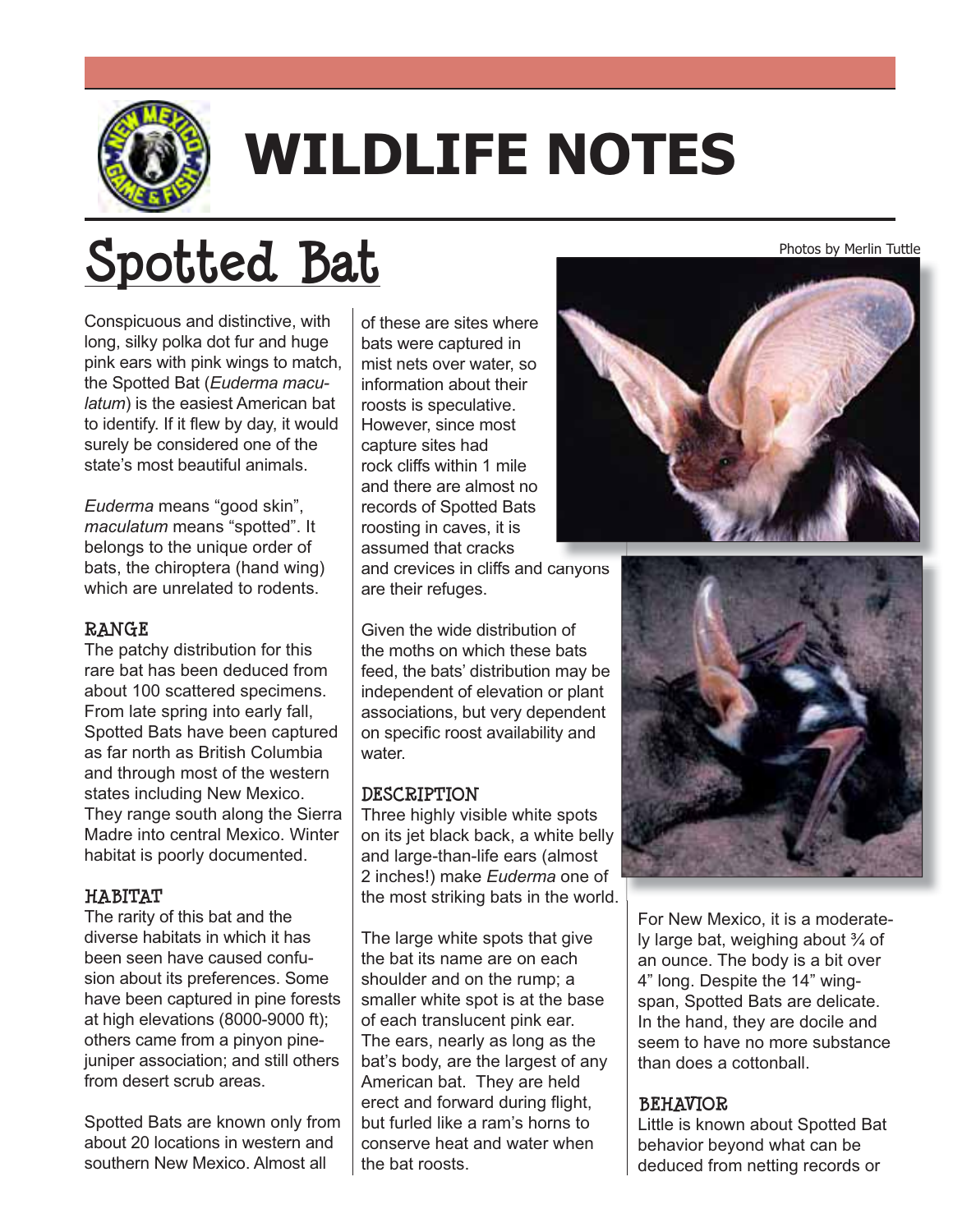# WILDLIFE NOTES

## Spotted Bat

Photos by Merlin Tuttle

Conspicuous and distinctive, with long, silky polka dot fur and huge pink ears with pink wings to match, the Spotted Bat (*Euderma maculatum*) is the easiest American bat to identify. If it flew by day, it would surely be considered one of the state's most beautiful animals.

*Euderma* means "good skin", *maculatum* means "spotted". It belongs to the unique order of bats, the chiroptera (hand wing) which are unrelated to rodents.

### RANGE

The patchy distribution for this rare bat has been deduced from about 100 scattered specimens. From late spring into early fall, Spotted Bats have been captured as far north as British Columbia and through most of the western states including New Mexico. They range south along the Sierra Madre into central Mexico. Winter habitat is poorly documented.

### HABITAT

The rarity of this bat and the diverse habitats in which it has been seen have caused confusion about its preferences. Some have been captured in pine forests at high elevations (8000-9000 ft); others came from a pinyon pine-juniper association; and still others from desert scrub areas.

Spotted Bats are known only from about 20 locations in western and southern New Mexico. Almost all of these are sites where bats were captured in mist nets over water, so information about their roosts is speculative. However, since most capture sites had rock cliffs within 1 mile and there are almost no records of Spotted Bats roosting in caves, it is assumed that cracks and crevices in cliffs and canyons are their refuges.

Given the wide distribution of the moths on which these bats feed, the bats' distribution may be independent of elevation or plant associations, but very dependent on specific roost availability and water.

### DESCRIPTION

Three highly visible white spots on its jet black back, a white belly and large-than-life ears (almost 2 inches!) make *Euderma* one of the most striking bats in the world.

The large white spots that give the bat its name are on each shoulder and on the rump; a smaller white spot is at the base of each translucent pink ear. The ears, nearly as long as the bat's body, are the largest of any American bat. They are held erect and forward during flight, but furled like a ram's horns to conserve heat and water when the bat roosts.

For New Mexico, it is a moderately large bat, weighing about ¾ of an ounce. The body is a bit over 4" long. Despite the 14" wingspan, Spotted Bats are delicate. In the hand, they are docile and seem to have no more substance than does a cottonball.

### BEHAVIOR

Little is known about Spotted Bat behavior beyond what can be deduced from netting records or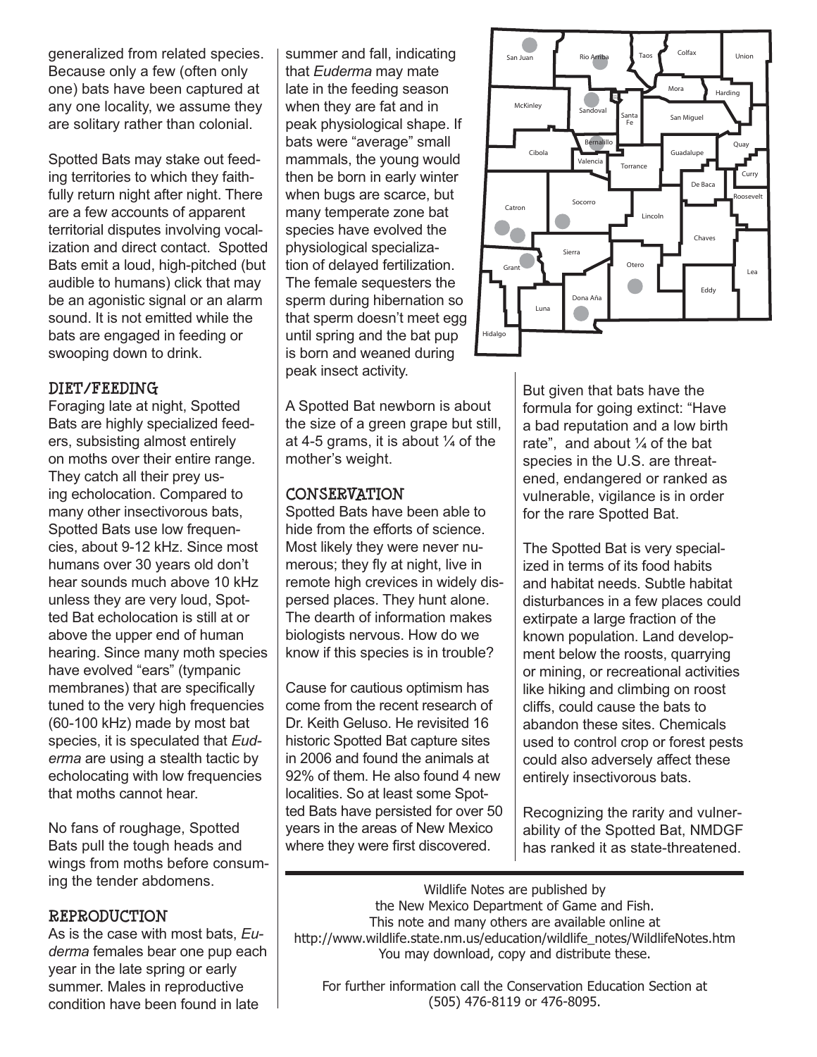generalized from related species. Because only a few (often only one) bats have been captured at any one locality, we assume they are solitary rather than colonial.

Spotted Bats may stake out feeding territories to which they faithfully return night after night. There are a few accounts of apparent territorial disputes involving vocalization and direct contact. Spotted Bats emit a loud, high-pitched (but audible to humans) click that may be an agonistic signal or an alarm sound. It is not emitted while the bats are engaged in feeding or swooping down to drink.

## DIET/FEEDING

Foraging late at night, Spotted Bats are highly specialized feeders, subsisting almost entirely on moths over their entire range. They catch all their prey using echolocation. Compared to many other insectivorous bats, Spotted Bats use low frequencies, about 9-12 kHz. Since most humans over 30 years old don't hear sounds much above 10 kHz unless they are very loud, Spotted Bat echolocation is still at or above the upper end of human hearing. Since many moth species have evolved "ears" (tympanic membranes) that are specifically tuned to the very high frequencies (60-100 kHz) made by most bat species, it is speculated that *Euderma* are using a stealth tactic by echolocating with low frequencies that moths cannot hear.

No fans of roughage, Spotted Bats pull the tough heads and wings from moths before consuming the tender abdomens.

## REPRODUCTION

As is the case with most bats, *Euderma* females bear one pup each year in the late spring or early summer. Males in reproductive condition have been found in late summer and fall, indicating that *Euderma* may mate late in the feeding season when they are fat and in peak physiological shape. If bats were "average" small mammals, the young would then be born in early winter when bugs are scarce, but many temperate zone bat species have evolved the physiological specialization of delayed fertilization. The female sequesters the sperm during hibernation so that sperm doesn't meet egg until spring and the bat pup is born and weaned during peak insect activity.

A Spotted Bat newborn is about the size of a green grape but still, at 4-5 grams, it is about ¼ of the mother's weight.

San Juan
Rio Arriba
Taos
Colfax
Union
Mora
Harding
McKinley
Sandoval
Santa Fe
San Miguel
Bernalillo
Quay
Cibola
Valencia
Torrance
Guadalupe
Curry
De Baca
Roosevelt
Catron
Socorro
Lincoln
Chaves
Sierra
Grant
Otero
Lea
Eddy
Dona Aña
Luna
Hidalgo

## CONSERVATION

Spotted Bats have been able to hide from the efforts of science. Most likely they were never numerous; they fly at night, live in remote high crevices in widely dispersed places. They hunt alone. The dearth of information makes biologists nervous. How do we know if this species is in trouble?

Cause for cautious optimism has come from the recent research of Dr. Keith Geluso. He revisited 16 historic Spotted Bat capture sites in 2006 and found the animals at 92% of them. He also found 4 new localities. So at least some Spotted Bats have persisted for over 50 years in the areas of New Mexico where they were first discovered.

But given that bats have the formula for going extinct: "Have a bad reputation and a low birth rate", and about ¼ of the bat species in the U.S. are threatened, endangered or ranked as vulnerable, vigilance is in order for the rare Spotted Bat.

The Spotted Bat is very specialized in terms of its food habits and habitat needs. Subtle habitat disturbances in a few places could extirpate a large fraction of the known population. Land development below the roosts, quarrying or mining, or recreational activities like hiking and climbing on roost cliffs, could cause the bats to abandon these sites. Chemicals used to control crop or forest pests could also adversely affect these entirely insectivorous bats.

Recognizing the rarity and vulnerability of the Spotted Bat, NMDGF has ranked it as state-threatened.

---

Wildlife Notes are published by
the New Mexico Department of Game and Fish.
This note and many others are available online at
http://www.wildlife.state.nm.us/education/wildlife_notes/WildlifeNotes.htm
You may download, copy and distribute these.

For further information call the Conservation Education Section at
(505) 476-8119 or 476-8095.